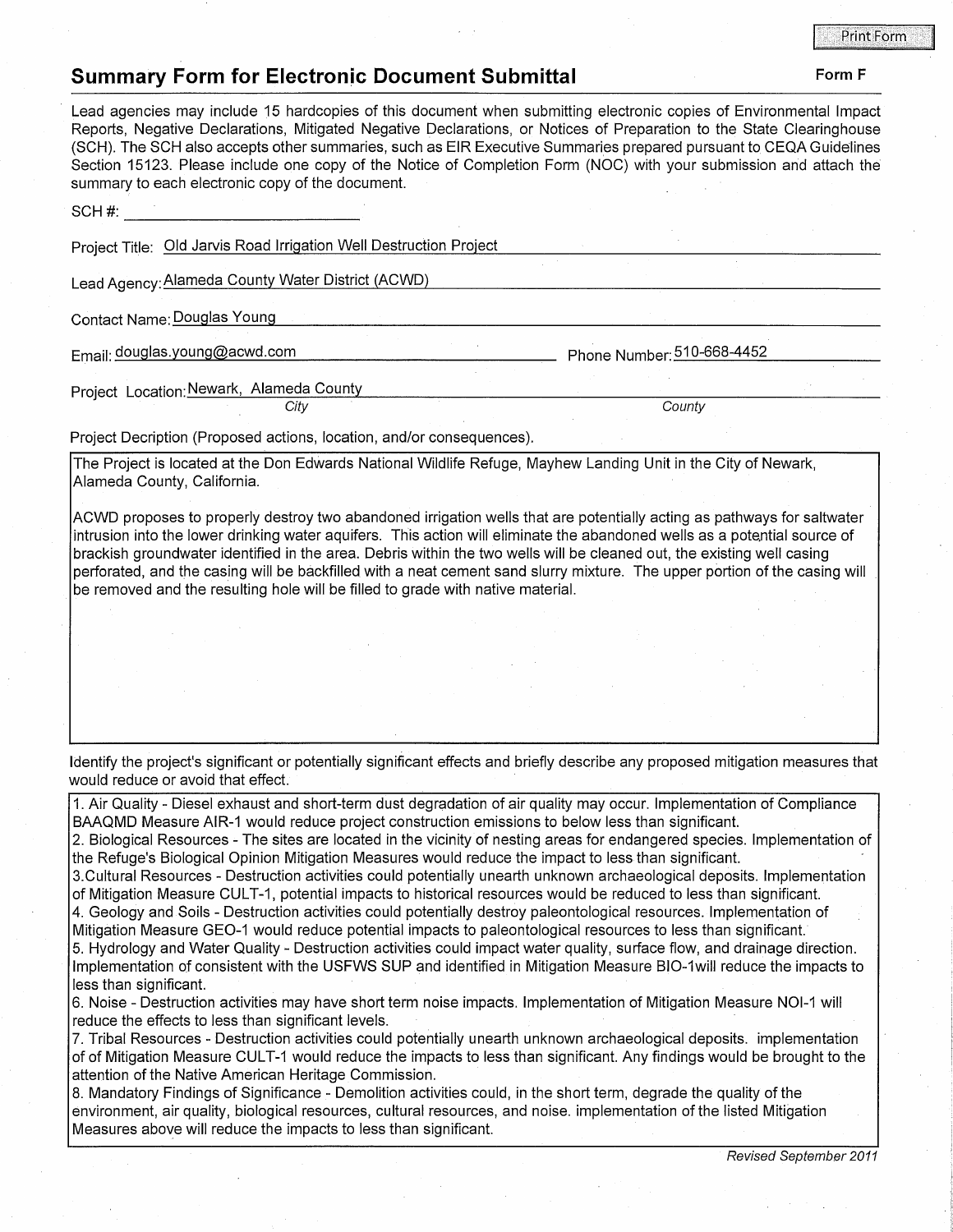## Summary Form for Electronic Document Submittal

**Form F**

Lead agencies may include 15 hardcopies of this document when submitting electronic copies of Environmental Impact Reports, Negative Declarations, Mitigated Negative Declarations, or Notices of Preparation to the State Clearinghouse (SCH). The SCH also accepts other summaries, such as EIR Executive Summaries prepared pursuant to CEQA Guidelines Section 15123. Please include one copy of the Notice of Completion Form (NOC) with your submission and attach the summary to each electronic copy of the document.

SCH #: ____________________

Project Title: Old Jarvis Road Irrigation Well Destruction Project

Lead Agency: Alameda County Water District (ACWD)

Contact Name: Douglas Young

Email: douglas.young@acwd.com

Phone Number: 510-668-4452

Project Location: Newark, Alameda County

*City* *County*

Project Decription (Proposed actions, location, and/or consequences).

The Project is located at the Don Edwards National Wildlife Refuge, Mayhew Landing Unit in the City of Newark, Alameda County, California.

ACWD proposes to properly destroy two abandoned irrigation wells that are potentially acting as pathways for saltwater intrusion into the lower drinking water aquifers. This action will eliminate the abandoned wells as a potential source of brackish groundwater identified in the area. Debris within the two wells will be cleaned out, the existing well casing perforated, and the casing will be backfilled with a neat cement sand slurry mixture. The upper portion of the casing will be removed and the resulting hole will be filled to grade with native material.

Identify the project's significant or potentially significant effects and briefly describe any proposed mitigation measures that would reduce or avoid that effect.

1. Air Quality - Diesel exhaust and short-term dust degradation of air quality may occur. Implementation of Compliance BAAQMD Measure AIR-1 would reduce project construction emissions to below less than significant.
2. Biological Resources - The sites are located in the vicinity of nesting areas for endangered species. Implementation of the Refuge's Biological Opinion Mitigation Measures would reduce the impact to less than significant.
3. Cultural Resources - Destruction activities could potentially unearth unknown archaeological deposits. Implementation of Mitigation Measure CULT-1, potential impacts to historical resources would be reduced to less than significant.
4. Geology and Soils - Destruction activities could potentially destroy paleontological resources. Implementation of Mitigation Measure GEO-1 would reduce potential impacts to paleontological resources to less than significant.
5. Hydrology and Water Quality - Destruction activities could impact water quality, surface flow, and drainage direction. Implementation of consistent with the USFWS SUP and identified in Mitigation Measure BIO-1will reduce the impacts to less than significant.
6. Noise - Destruction activities may have short term noise impacts. Implementation of Mitigation Measure NOI-1 will reduce the effects to less than significant levels.
7. Tribal Resources - Destruction activities could potentially unearth unknown archaeological deposits. implementation of of Mitigation Measure CULT-1 would reduce the impacts to less than significant. Any findings would be brought to the attention of the Native American Heritage Commission.
8. Mandatory Findings of Significance - Demolition activities could, in the short term, degrade the quality of the environment, air quality, biological resources, cultural resources, and noise. implementation of the listed Mitigation Measures above will reduce the impacts to less than significant.

*Revised September 2011*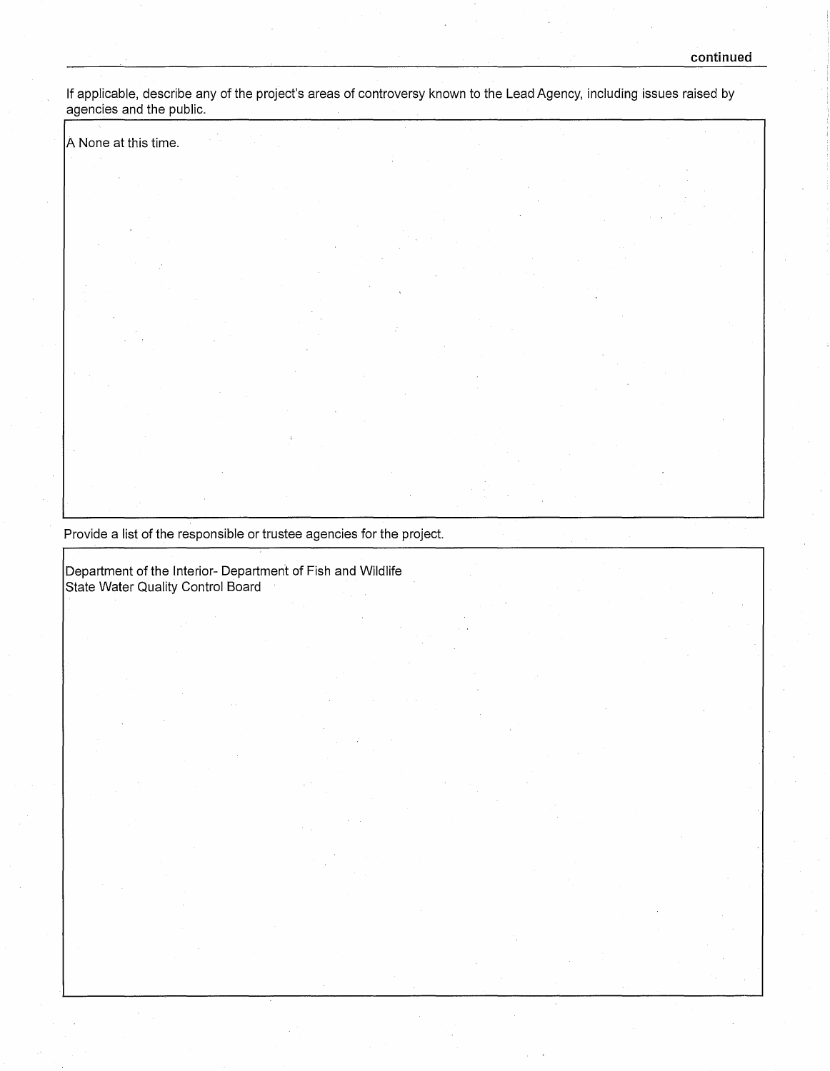continued

If applicable, describe any of the project's areas of controversy known to the Lead Agency, including issues raised by agencies and the public.

A None at this time.

Provide a list of the responsible or trustee agencies for the project.

Department of the Interior- Department of Fish and Wildlife
State Water Quality Control Board